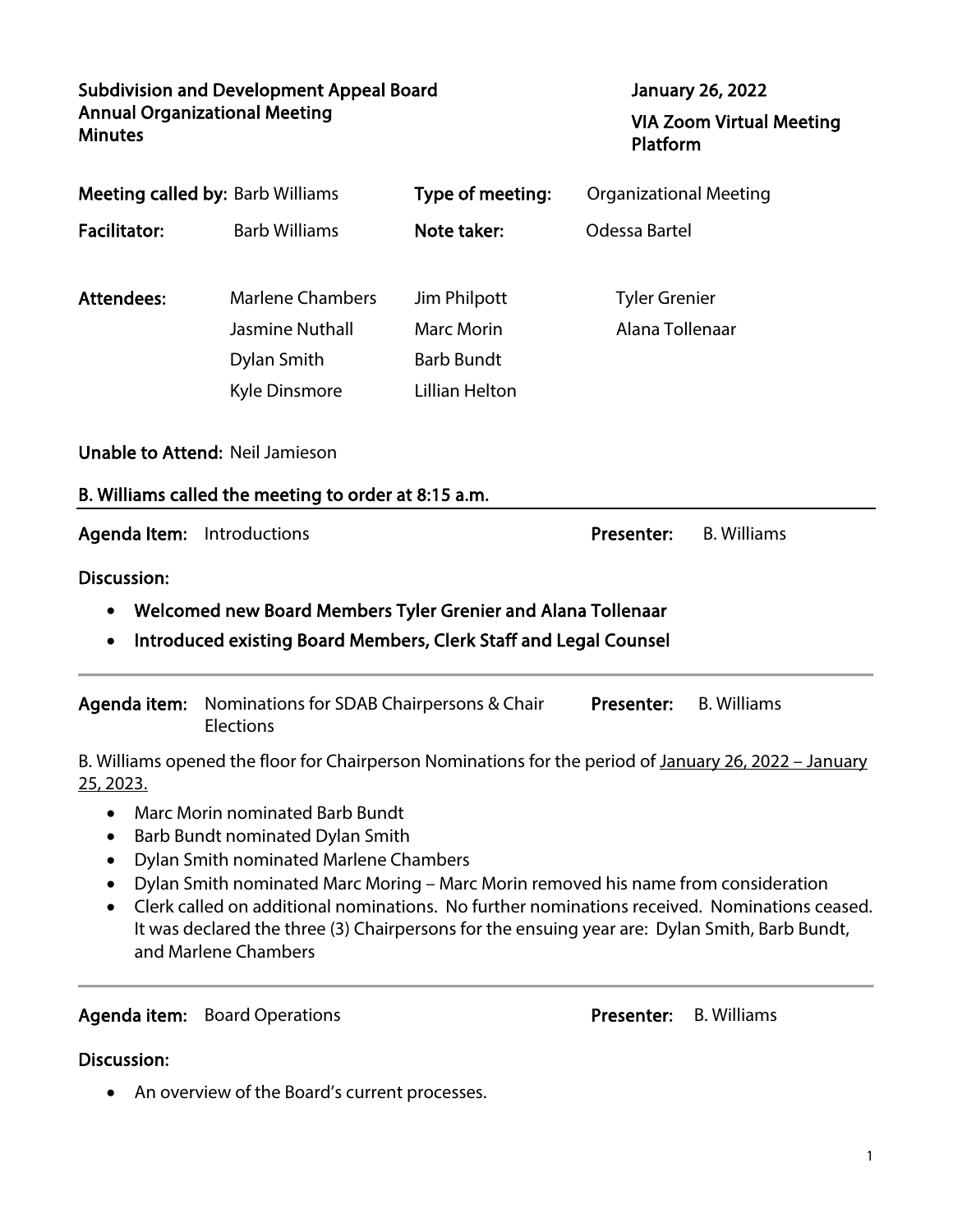**Subdivision and Development Appeal Board**
**Annual Organizational Meeting**
**Minutes**

**January 26, 2022**

**VIA Zoom Virtual Meeting Platform**

| | | | |
|---|---|---|---|
| **Meeting called by:** | Barb Williams | **Type of meeting:** | Organizational Meeting |
| **Facilitator:** | Barb Williams | **Note taker:** | Odessa Bartel |

| **Attendees:** | | | |
|---|---|---|---|
| | Marlene Chambers | Jim Philpott | Tyler Grenier |
| | Jasmine Nuthall | Marc Morin | Alana Tollenaar |
| | Dylan Smith | Barb Bundt | |
| | Kyle Dinsmore | Lillian Helton | |

**Unable to Attend:** Neil Jamieson

**B. Williams called the meeting to order at 8:15 a.m.**

---

**Agenda Item:** Introductions **Presenter:** B. Williams

**Discussion:**

- **Welcomed new Board Members Tyler Grenier and Alana Tollenaar**
- **Introduced existing Board Members, Clerk Staff and Legal Counsel**

---

**Agenda item:** Nominations for SDAB Chairpersons & Chair Elections **Presenter:** B. Williams

B. Williams opened the floor for Chairperson Nominations for the period of <u>January 26, 2022 – January 25, 2023.</u>

- Marc Morin nominated Barb Bundt
- Barb Bundt nominated Dylan Smith
- Dylan Smith nominated Marlene Chambers
- Dylan Smith nominated Marc Moring – Marc Morin removed his name from consideration
- Clerk called on additional nominations. No further nominations received. Nominations ceased. It was declared the three (3) Chairpersons for the ensuing year are: Dylan Smith, Barb Bundt, and Marlene Chambers

---

**Agenda item:** Board Operations **Presenter:** B. Williams

**Discussion:**

- An overview of the Board's current processes.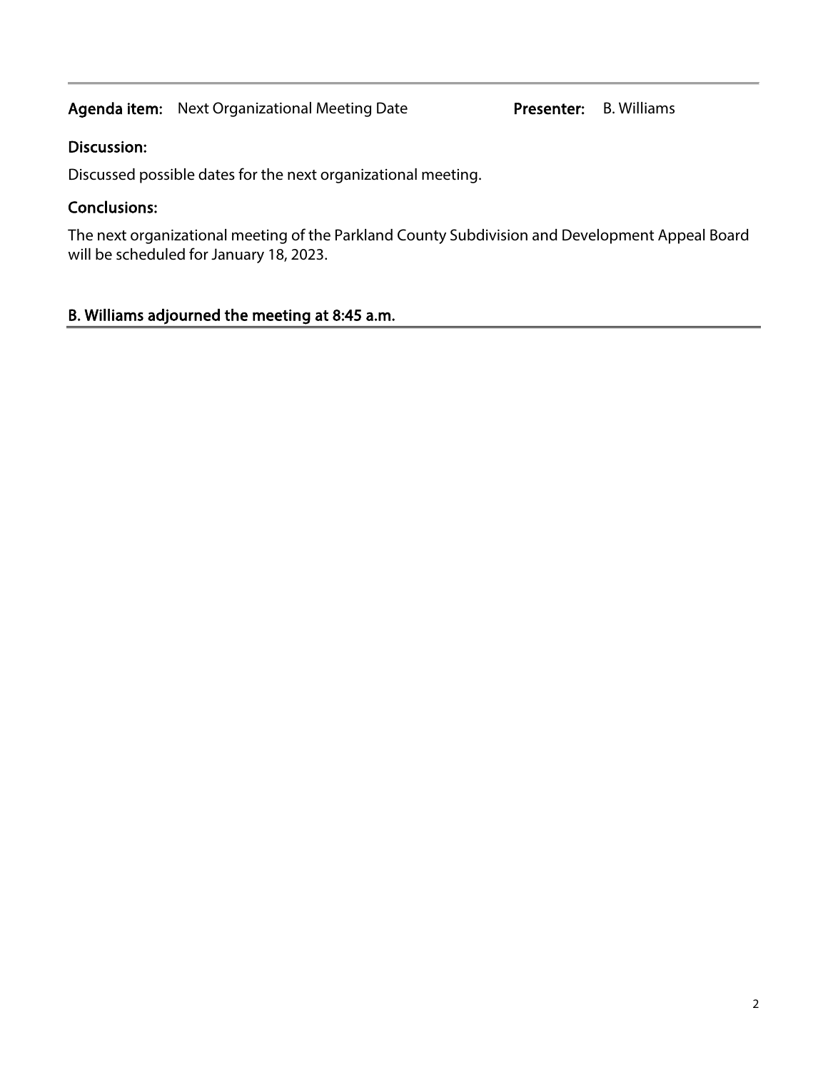**Agenda item:** Next Organizational Meeting Date **Presenter:** B. Williams

**Discussion:**

Discussed possible dates for the next organizational meeting.

**Conclusions:**

The next organizational meeting of the Parkland County Subdivision and Development Appeal Board will be scheduled for January 18, 2023.

**B. Williams adjourned the meeting at 8:45 a.m.**